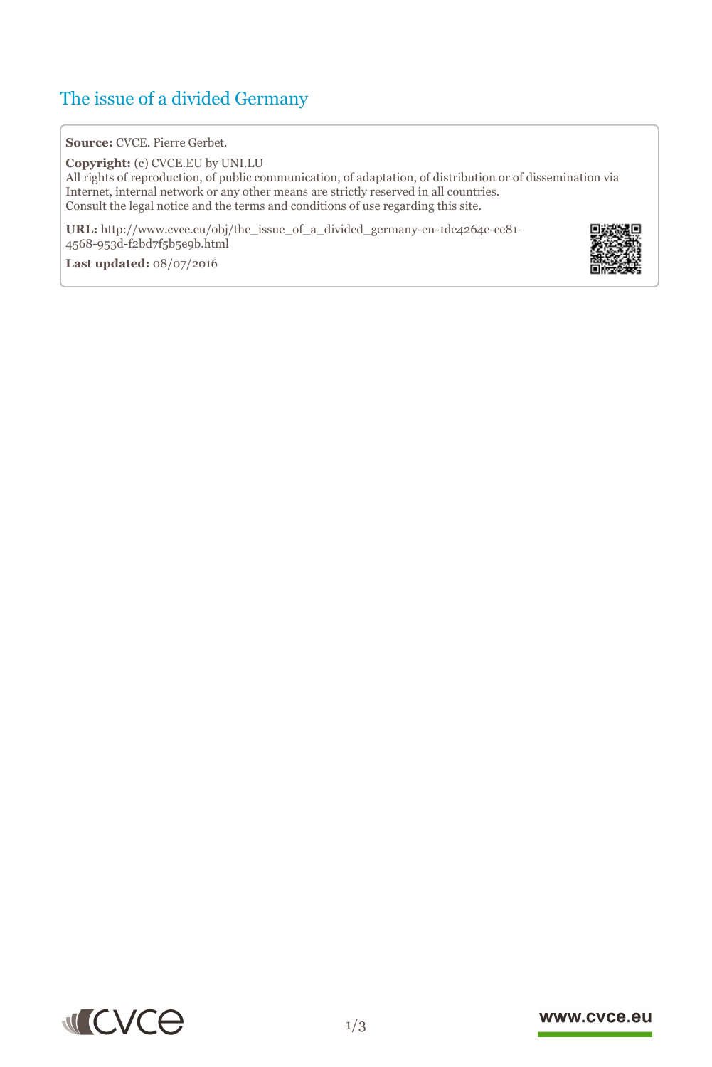# The issue of a divided Germany

**Source:** CVCE. Pierre Gerbet.

**Copyright:** (c) CVCE.EU by UNI.LU
All rights of reproduction, of public communication, of adaptation, of distribution or of dissemination via Internet, internal network or any other means are strictly reserved in all countries.
Consult the legal notice and the terms and conditions of use regarding this site.

**URL:** http://www.cvce.eu/obj/the_issue_of_a_divided_germany-en-1de4264e-ce81-4568-953d-f2bd7f5b5e9b.html

**Last updated:** 08/07/2016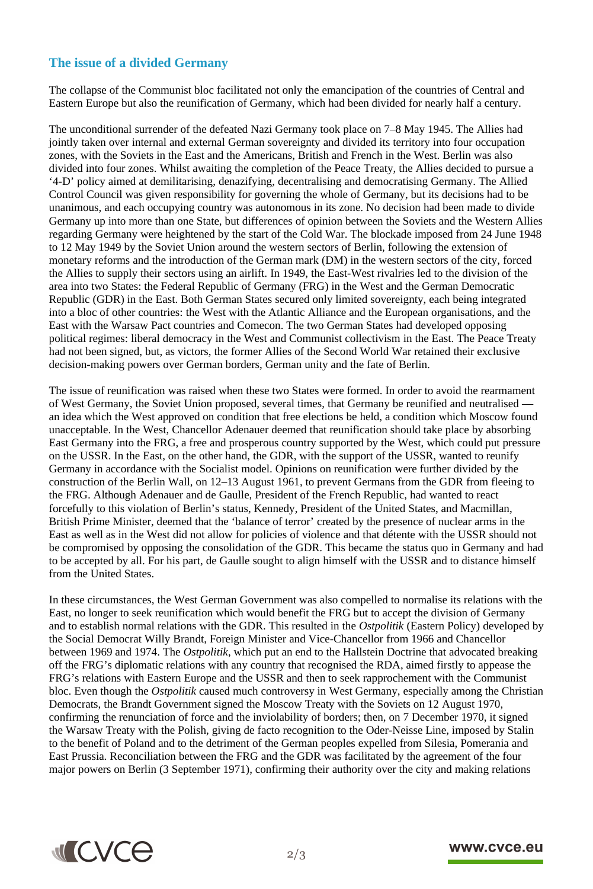## The issue of a divided Germany

The collapse of the Communist bloc facilitated not only the emancipation of the countries of Central and Eastern Europe but also the reunification of Germany, which had been divided for nearly half a century.

The unconditional surrender of the defeated Nazi Germany took place on 7–8 May 1945. The Allies had jointly taken over internal and external German sovereignty and divided its territory into four occupation zones, with the Soviets in the East and the Americans, British and French in the West. Berlin was also divided into four zones. Whilst awaiting the completion of the Peace Treaty, the Allies decided to pursue a '4-D' policy aimed at demilitarising, denazifying, decentralising and democratising Germany. The Allied Control Council was given responsibility for governing the whole of Germany, but its decisions had to be unanimous, and each occupying country was autonomous in its zone. No decision had been made to divide Germany up into more than one State, but differences of opinion between the Soviets and the Western Allies regarding Germany were heightened by the start of the Cold War. The blockade imposed from 24 June 1948 to 12 May 1949 by the Soviet Union around the western sectors of Berlin, following the extension of monetary reforms and the introduction of the German mark (DM) in the western sectors of the city, forced the Allies to supply their sectors using an airlift. In 1949, the East-West rivalries led to the division of the area into two States: the Federal Republic of Germany (FRG) in the West and the German Democratic Republic (GDR) in the East. Both German States secured only limited sovereignty, each being integrated into a bloc of other countries: the West with the Atlantic Alliance and the European organisations, and the East with the Warsaw Pact countries and Comecon. The two German States had developed opposing political regimes: liberal democracy in the West and Communist collectivism in the East. The Peace Treaty had not been signed, but, as victors, the former Allies of the Second World War retained their exclusive decision-making powers over German borders, German unity and the fate of Berlin.

The issue of reunification was raised when these two States were formed. In order to avoid the rearmament of West Germany, the Soviet Union proposed, several times, that Germany be reunified and neutralised — an idea which the West approved on condition that free elections be held, a condition which Moscow found unacceptable. In the West, Chancellor Adenauer deemed that reunification should take place by absorbing East Germany into the FRG, a free and prosperous country supported by the West, which could put pressure on the USSR. In the East, on the other hand, the GDR, with the support of the USSR, wanted to reunify Germany in accordance with the Socialist model. Opinions on reunification were further divided by the construction of the Berlin Wall, on 12–13 August 1961, to prevent Germans from the GDR from fleeing to the FRG. Although Adenauer and de Gaulle, President of the French Republic, had wanted to react forcefully to this violation of Berlin's status, Kennedy, President of the United States, and Macmillan, British Prime Minister, deemed that the 'balance of terror' created by the presence of nuclear arms in the East as well as in the West did not allow for policies of violence and that détente with the USSR should not be compromised by opposing the consolidation of the GDR. This became the status quo in Germany and had to be accepted by all. For his part, de Gaulle sought to align himself with the USSR and to distance himself from the United States.

In these circumstances, the West German Government was also compelled to normalise its relations with the East, no longer to seek reunification which would benefit the FRG but to accept the division of Germany and to establish normal relations with the GDR. This resulted in the *Ostpolitik* (Eastern Policy) developed by the Social Democrat Willy Brandt, Foreign Minister and Vice-Chancellor from 1966 and Chancellor between 1969 and 1974. The *Ostpolitik*, which put an end to the Hallstein Doctrine that advocated breaking off the FRG's diplomatic relations with any country that recognised the RDA, aimed firstly to appease the FRG's relations with Eastern Europe and the USSR and then to seek rapprochement with the Communist bloc. Even though the *Ostpolitik* caused much controversy in West Germany, especially among the Christian Democrats, the Brandt Government signed the Moscow Treaty with the Soviets on 12 August 1970, confirming the renunciation of force and the inviolability of borders; then, on 7 December 1970, it signed the Warsaw Treaty with the Polish, giving de facto recognition to the Oder-Neisse Line, imposed by Stalin to the benefit of Poland and to the detriment of the German peoples expelled from Silesia, Pomerania and East Prussia. Reconciliation between the FRG and the GDR was facilitated by the agreement of the four major powers on Berlin (3 September 1971), confirming their authority over the city and making relations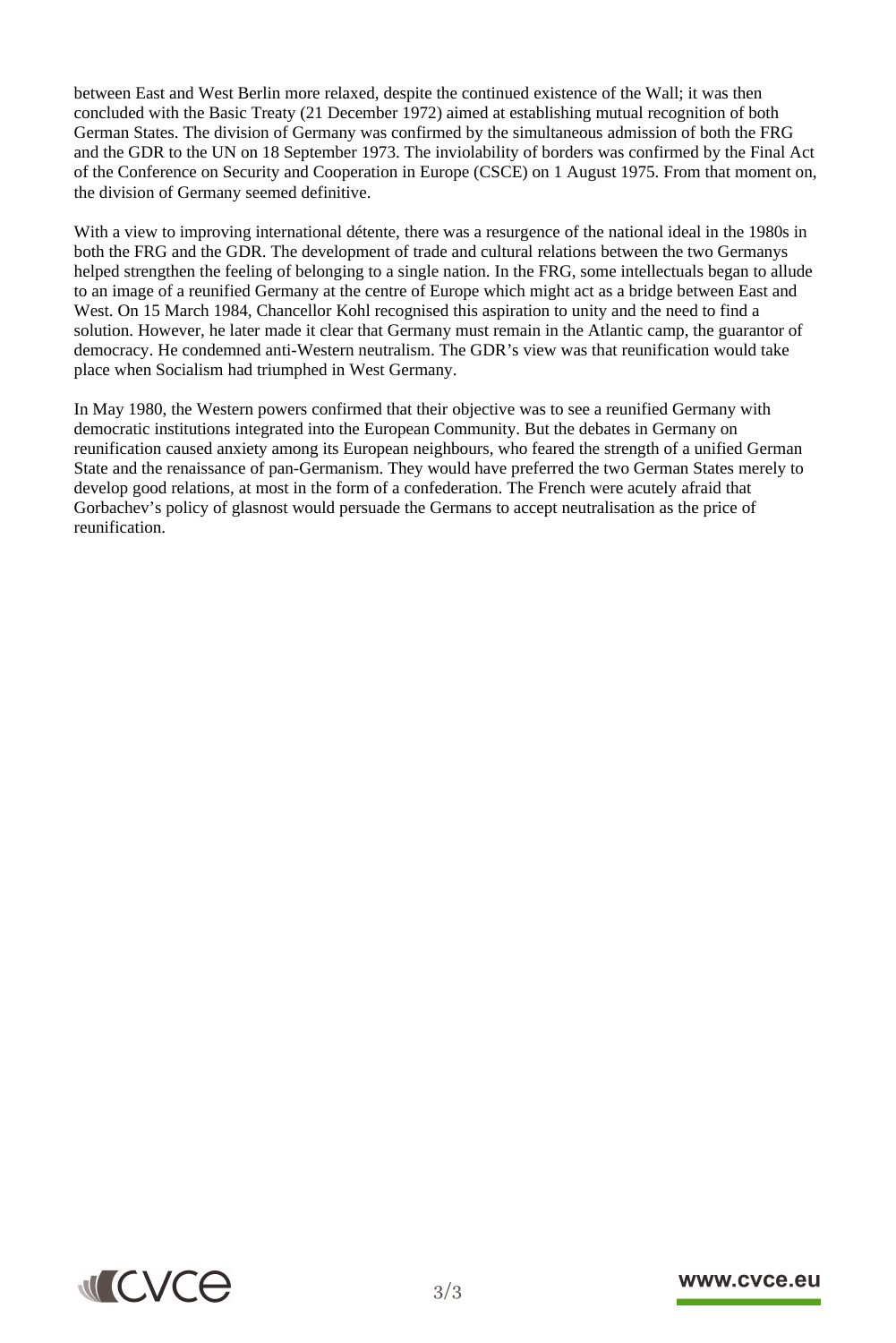between East and West Berlin more relaxed, despite the continued existence of the Wall; it was then concluded with the Basic Treaty (21 December 1972) aimed at establishing mutual recognition of both German States. The division of Germany was confirmed by the simultaneous admission of both the FRG and the GDR to the UN on 18 September 1973. The inviolability of borders was confirmed by the Final Act of the Conference on Security and Cooperation in Europe (CSCE) on 1 August 1975. From that moment on, the division of Germany seemed definitive.

With a view to improving international détente, there was a resurgence of the national ideal in the 1980s in both the FRG and the GDR. The development of trade and cultural relations between the two Germanys helped strengthen the feeling of belonging to a single nation. In the FRG, some intellectuals began to allude to an image of a reunified Germany at the centre of Europe which might act as a bridge between East and West. On 15 March 1984, Chancellor Kohl recognised this aspiration to unity and the need to find a solution. However, he later made it clear that Germany must remain in the Atlantic camp, the guarantor of democracy. He condemned anti-Western neutralism. The GDR's view was that reunification would take place when Socialism had triumphed in West Germany.

In May 1980, the Western powers confirmed that their objective was to see a reunified Germany with democratic institutions integrated into the European Community. But the debates in Germany on reunification caused anxiety among its European neighbours, who feared the strength of a unified German State and the renaissance of pan-Germanism. They would have preferred the two German States merely to develop good relations, at most in the form of a confederation. The French were acutely afraid that Gorbachev's policy of glasnost would persuade the Germans to accept neutralisation as the price of reunification.